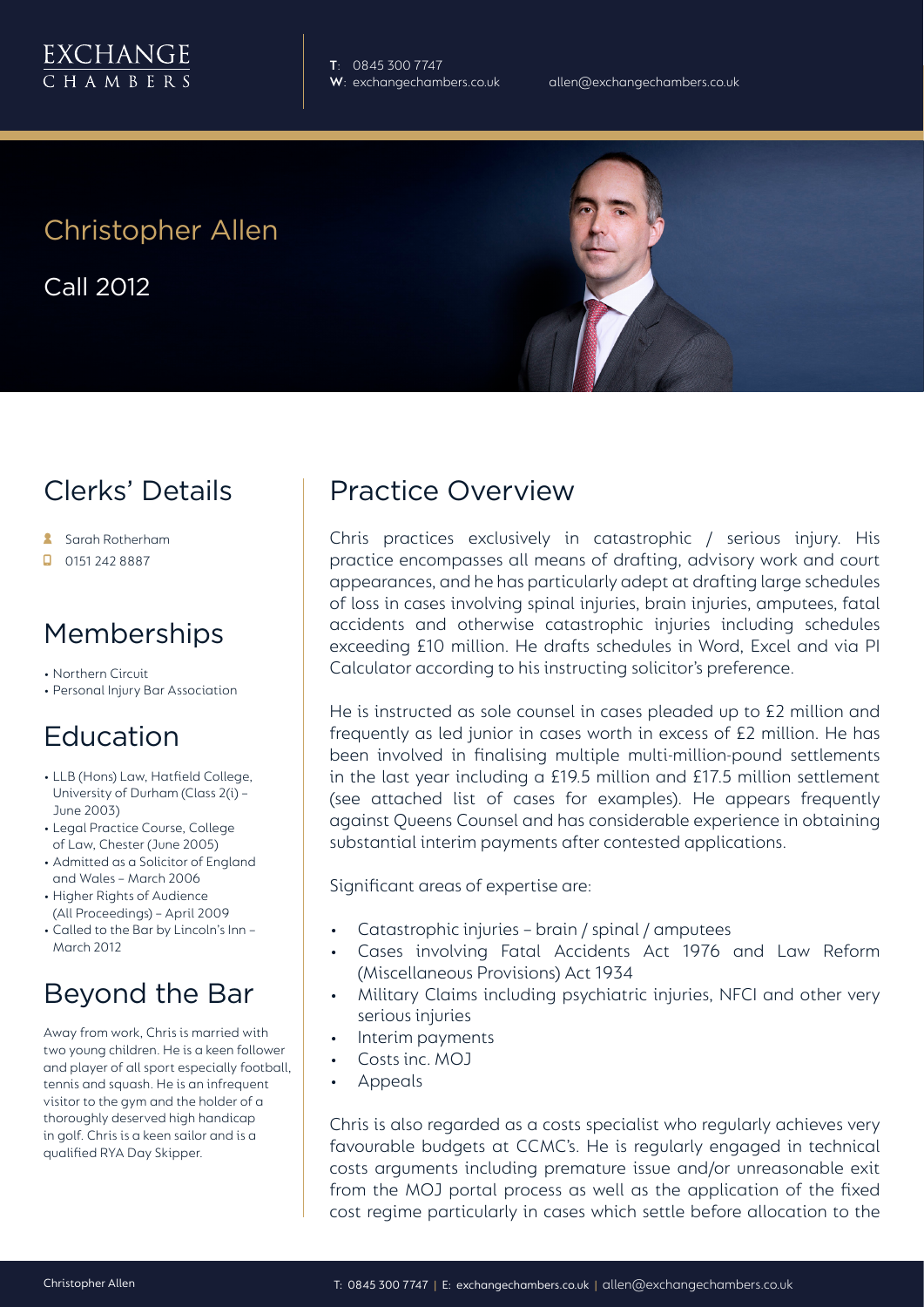EXCHANGE
CHAMBERS

**T**: 0845 300 7747
**W**: exchangechambers.co.uk
allen@exchangechambers.co.uk

# Christopher Allen

Call 2012

## Clerks' Details

- Sarah Rotherham
- 0151 242 8887

## Memberships

- Northern Circuit
- Personal Injury Bar Association

## Education

- LLB (Hons) Law, Hatfield College, University of Durham (Class 2(i) – June 2003)
- Legal Practice Course, College of Law, Chester (June 2005)
- Admitted as a Solicitor of England and Wales – March 2006
- Higher Rights of Audience (All Proceedings) – April 2009
- Called to the Bar by Lincoln's Inn – March 2012

## Beyond the Bar

Away from work, Chris is married with two young children. He is a keen follower and player of all sport especially football, tennis and squash. He is an infrequent visitor to the gym and the holder of a thoroughly deserved high handicap in golf. Chris is a keen sailor and is a qualified RYA Day Skipper.

## Practice Overview

Chris practices exclusively in catastrophic / serious injury. His practice encompasses all means of drafting, advisory work and court appearances, and he has particularly adept at drafting large schedules of loss in cases involving spinal injuries, brain injuries, amputees, fatal accidents and otherwise catastrophic injuries including schedules exceeding £10 million. He drafts schedules in Word, Excel and via PI Calculator according to his instructing solicitor's preference.

He is instructed as sole counsel in cases pleaded up to £2 million and frequently as led junior in cases worth in excess of £2 million. He has been involved in finalising multiple multi-million-pound settlements in the last year including a £19.5 million and £17.5 million settlement (see attached list of cases for examples). He appears frequently against Queens Counsel and has considerable experience in obtaining substantial interim payments after contested applications.

Significant areas of expertise are:

- Catastrophic injuries – brain / spinal / amputees
- Cases involving Fatal Accidents Act 1976 and Law Reform (Miscellaneous Provisions) Act 1934
- Military Claims including psychiatric injuries, NFCI and other very serious injuries
- Interim payments
- Costs inc. MOJ
- Appeals

Chris is also regarded as a costs specialist who regularly achieves very favourable budgets at CCMC's. He is regularly engaged in technical costs arguments including premature issue and/or unreasonable exit from the MOJ portal process as well as the application of the fixed cost regime particularly in cases which settle before allocation to the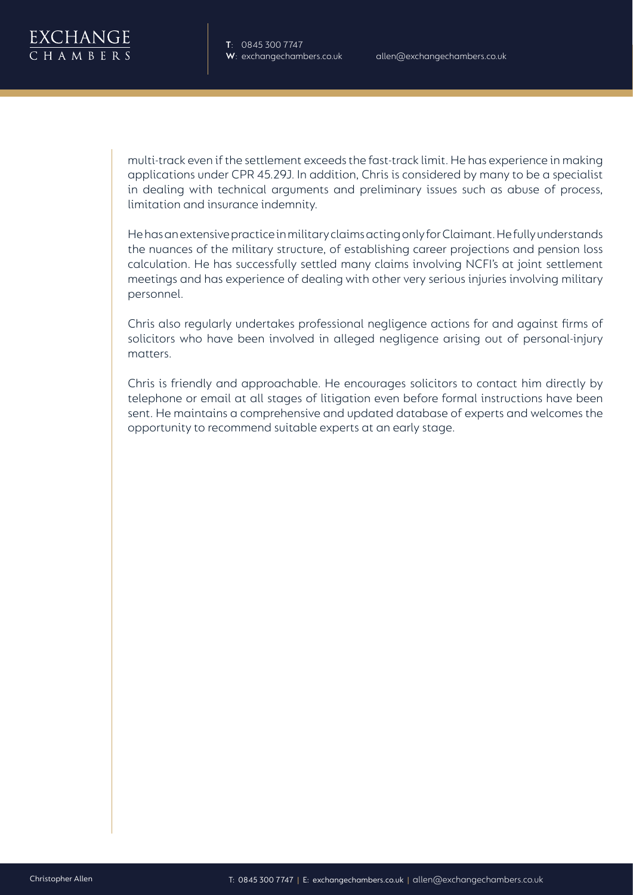multi-track even if the settlement exceeds the fast-track limit. He has experience in making applications under CPR 45.29J. In addition, Chris is considered by many to be a specialist in dealing with technical arguments and preliminary issues such as abuse of process, limitation and insurance indemnity.

He has an extensive practice in military claims acting only for Claimant. He fully understands the nuances of the military structure, of establishing career projections and pension loss calculation. He has successfully settled many claims involving NCFI's at joint settlement meetings and has experience of dealing with other very serious injuries involving military personnel.

Chris also regularly undertakes professional negligence actions for and against firms of solicitors who have been involved in alleged negligence arising out of personal-injury matters.

Chris is friendly and approachable. He encourages solicitors to contact him directly by telephone or email at all stages of litigation even before formal instructions have been sent. He maintains a comprehensive and updated database of experts and welcomes the opportunity to recommend suitable experts at an early stage.